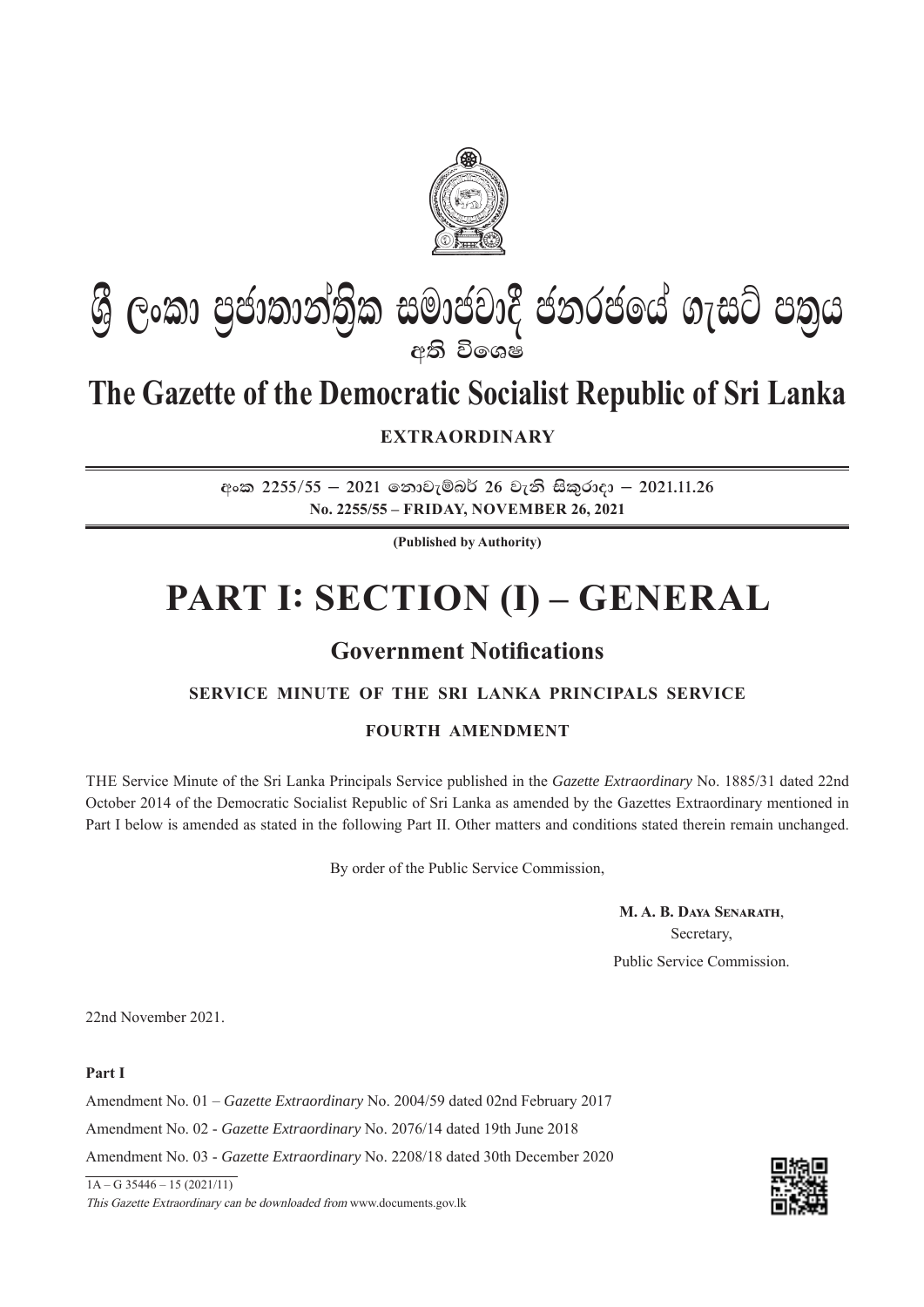# ශ්‍රී ලංකා ප්‍රජාතාන්ත්‍රික සමාජවාදී ජනරජයේ ගැසට් පත්‍රය

**අති විශෙෂ**

# The Gazette of the Democratic Socialist Republic of Sri Lanka

**EXTRAORDINARY**

අංක 2255/55 – 2021 නොවැම්බර් 26 වැනි සිකුරාදා – 2021.11.26

**No. 2255/55 – FRIDAY, NOVEMBER 26, 2021**

**(Published by Authority)**

# PART I: SECTION (I) – GENERAL

## Government Notifications

### SERVICE MINUTE OF THE SRI LANKA PRINCIPALS SERVICE

### FOURTH AMENDMENT

THE Service Minute of the Sri Lanka Principals Service published in the *Gazette Extraordinary* No. 1885/31 dated 22nd October 2014 of the Democratic Socialist Republic of Sri Lanka as amended by the Gazettes Extraordinary mentioned in Part I below is amended as stated in the following Part II. Other matters and conditions stated therein remain unchanged.

By order of the Public Service Commission,

**M. A. B. Daya Senarath**,
Secretary,
Public Service Commission.

22nd November 2021.

**Part I**

Amendment No. 01 – *Gazette Extraordinary* No. 2004/59 dated 02nd February 2017

Amendment No. 02 - *Gazette Extraordinary* No. 2076/14 dated 19th June 2018

Amendment No. 03 - *Gazette Extraordinary* No. 2208/18 dated 30th December 2020

1A – G 35446 – 15 (2021/11)

*This Gazette Extraordinary can be downloaded from* www.documents.gov.lk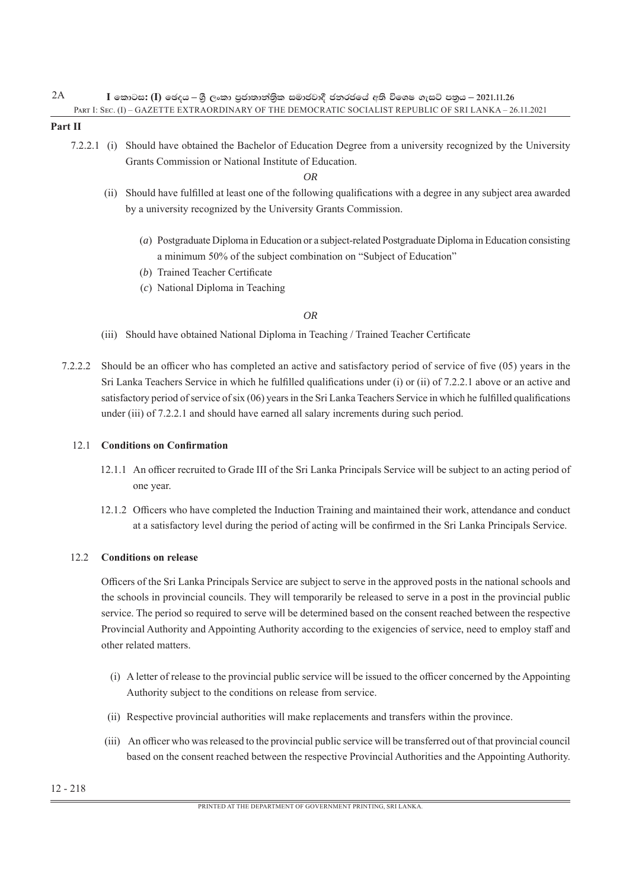**Part II**

7.2.2.1 (i) Should have obtained the Bachelor of Education Degree from a university recognized by the University Grants Commission or National Institute of Education.

*OR*

(ii) Should have fulfilled at least one of the following qualifications with a degree in any subject area awarded by a university recognized by the University Grants Commission.

(*a*) Postgraduate Diploma in Education or a subject-related Postgraduate Diploma in Education consisting a minimum 50% of the subject combination on "Subject of Education"

(*b*) Trained Teacher Certificate

(*c*) National Diploma in Teaching

*OR*

(iii) Should have obtained National Diploma in Teaching / Trained Teacher Certificate

7.2.2.2 Should be an officer who has completed an active and satisfactory period of service of five (05) years in the Sri Lanka Teachers Service in which he fulfilled qualifications under (i) or (ii) of 7.2.2.1 above or an active and satisfactory period of service of six (06) years in the Sri Lanka Teachers Service in which he fulfilled qualifications under (iii) of 7.2.2.1 and should have earned all salary increments during such period.

12.1 **Conditions on Confirmation**

12.1.1 An officer recruited to Grade III of the Sri Lanka Principals Service will be subject to an acting period of one year.

12.1.2 Officers who have completed the Induction Training and maintained their work, attendance and conduct at a satisfactory level during the period of acting will be confirmed in the Sri Lanka Principals Service.

12.2 **Conditions on release**

Officers of the Sri Lanka Principals Service are subject to serve in the approved posts in the national schools and the schools in provincial councils. They will temporarily be released to serve in a post in the provincial public service. The period so required to serve will be determined based on the consent reached between the respective Provincial Authority and Appointing Authority according to the exigencies of service, need to employ staff and other related matters.

(i) A letter of release to the provincial public service will be issued to the officer concerned by the Appointing Authority subject to the conditions on release from service.

(ii) Respective provincial authorities will make replacements and transfers within the province.

(iii) An officer who was released to the provincial public service will be transferred out of that provincial council based on the consent reached between the respective Provincial Authorities and the Appointing Authority.

12 - 218